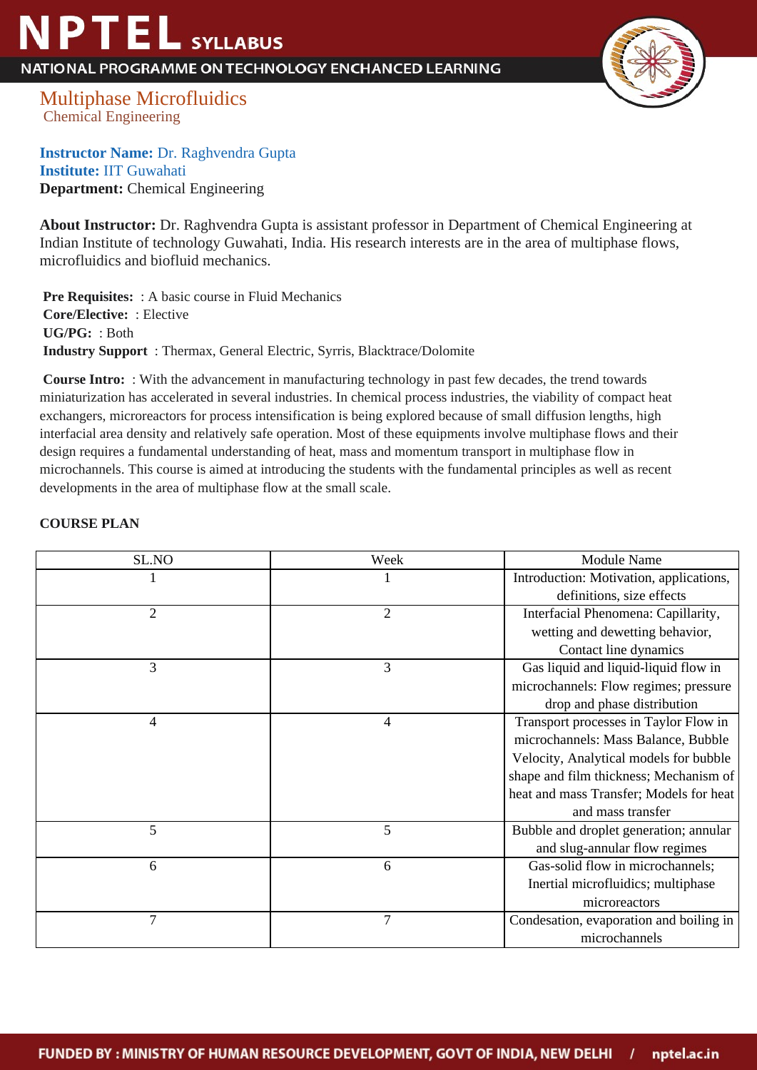# NPTEL SYLLABUS

NATIONAL PROGRAMME ON TECHNOLOGY ENCHANCED LEARNING

## Multiphase Microfluidics

Chemical Engineering

**Instructor Name:** Dr. Raghvendra Gupta
**Institute:** IIT Guwahati
**Department:** Chemical Engineering

**About Instructor:** Dr. Raghvendra Gupta is assistant professor in Department of Chemical Engineering at Indian Institute of technology Guwahati, India. His research interests are in the area of multiphase flows, microfluidics and biofluid mechanics.

**Pre Requisites:** : A basic course in Fluid Mechanics
**Core/Elective:** : Elective
**UG/PG:** : Both
**Industry Support** : Thermax, General Electric, Syrris, Blacktrace/Dolomite

**Course Intro:** : With the advancement in manufacturing technology in past few decades, the trend towards miniaturization has accelerated in several industries. In chemical process industries, the viability of compact heat exchangers, microreactors for process intensification is being explored because of small diffusion lengths, high interfacial area density and relatively safe operation. Most of these equipments involve multiphase flows and their design requires a fundamental understanding of heat, mass and momentum transport in multiphase flow in microchannels. This course is aimed at introducing the students with the fundamental principles as well as recent developments in the area of multiphase flow at the small scale.

**COURSE PLAN**

| SL.NO | Week | Module Name |
|---|---|---|
| 1 | 1 | Introduction: Motivation, applications, definitions, size effects |
| 2 | 2 | Interfacial Phenomena: Capillarity, wetting and dewetting behavior, Contact line dynamics |
| 3 | 3 | Gas liquid and liquid-liquid flow in microchannels: Flow regimes; pressure drop and phase distribution |
| 4 | 4 | Transport processes in Taylor Flow in microchannels: Mass Balance, Bubble Velocity, Analytical models for bubble shape and film thickness; Mechanism of heat and mass Transfer; Models for heat and mass transfer |
| 5 | 5 | Bubble and droplet generation; annular and slug-annular flow regimes |
| 6 | 6 | Gas-solid flow in microchannels; Inertial microfluidics; multiphase microreactors |
| 7 | 7 | Condesation, evaporation and boiling in microchannels |

FUNDED BY : MINISTRY OF HUMAN RESOURCE DEVELOPMENT, GOVT OF INDIA, NEW DELHI / nptel.ac.in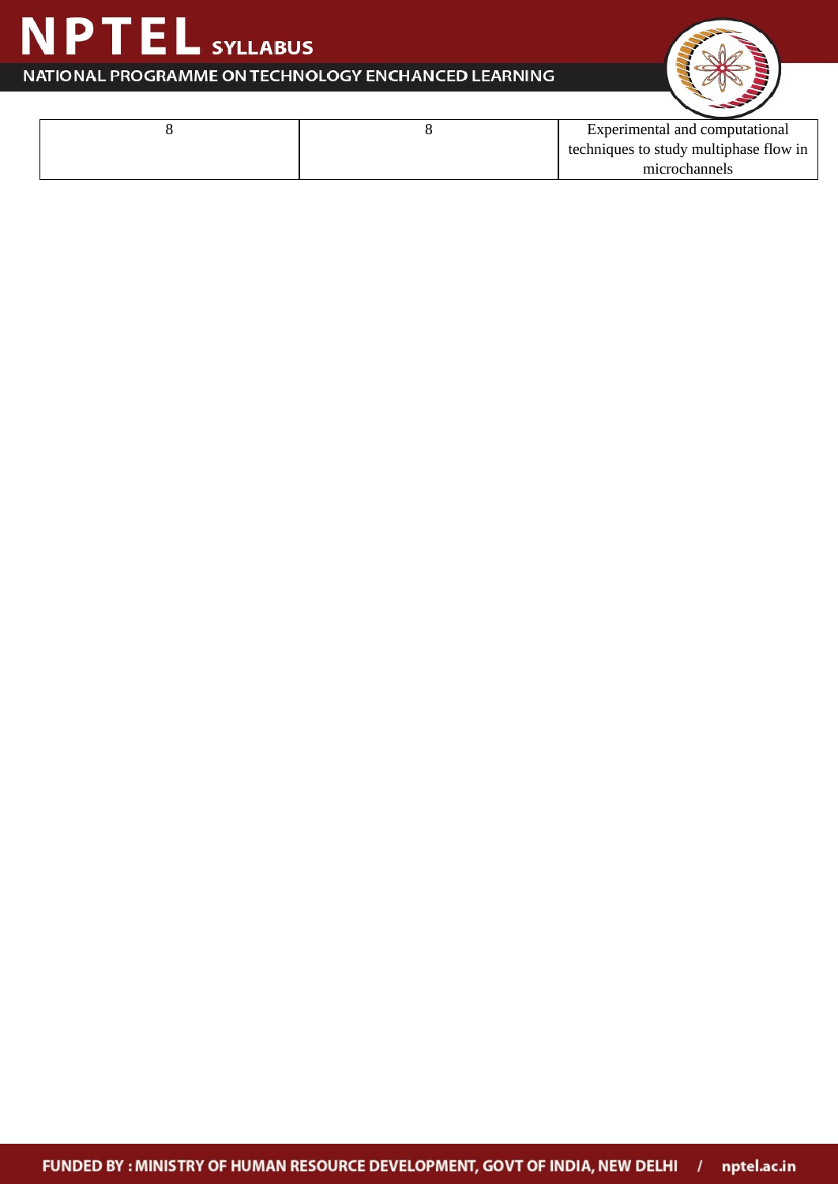| | | |
|---|---|---|
| 8 | 8 | Experimental and computational techniques to study multiphase flow in microchannels |